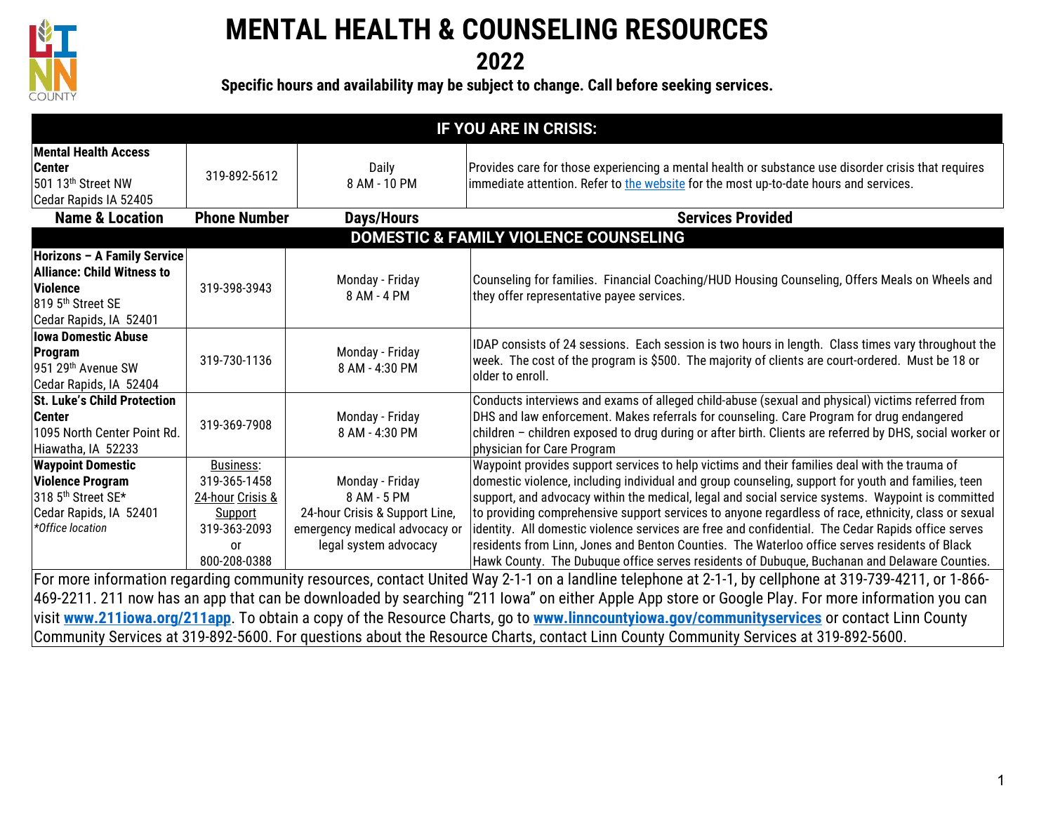# MENTAL HEALTH & COUNSELING RESOURCES

## 2022

**Specific hours and availability may be subject to change. Call before seeking services.**

| IF YOU ARE IN CRISIS: | | | |
|---|---|---|---|
| **Mental Health Access Center**<br>501 13th Street NW<br>Cedar Rapids IA 52405 | 319-892-5612 | Daily<br>8 AM - 10 PM | Provides care for those experiencing a mental health or substance use disorder crisis that requires immediate attention. Refer to the website for the most up-to-date hours and services. |

| Name & Location | Phone Number | Days/Hours | Services Provided |
|---|---|---|---|
| **DOMESTIC & FAMILY VIOLENCE COUNSELING** | | | |
| **Horizons – A Family Service Alliance: Child Witness to Violence**<br>819 5th Street SE<br>Cedar Rapids, IA 52401 | 319-398-3943 | Monday - Friday<br>8 AM - 4 PM | Counseling for families. Financial Coaching/HUD Housing Counseling, Offers Meals on Wheels and they offer representative payee services. |
| **Iowa Domestic Abuse Program**<br>951 29th Avenue SW<br>Cedar Rapids, IA 52404 | 319-730-1136 | Monday - Friday<br>8 AM - 4:30 PM | IDAP consists of 24 sessions. Each session is two hours in length. Class times vary throughout the week. The cost of the program is $500. The majority of clients are court-ordered. Must be 18 or older to enroll. |
| **St. Luke's Child Protection Center**<br>1095 North Center Point Rd.<br>Hiawatha, IA 52233 | 319-369-7908 | Monday - Friday<br>8 AM - 4:30 PM | Conducts interviews and exams of alleged child-abuse (sexual and physical) victims referred from DHS and law enforcement. Makes referrals for counseling. Care Program for drug endangered children – children exposed to drug during or after birth. Clients are referred by DHS, social worker or physician for Care Program |
| **Waypoint Domestic Violence Program**<br>318 5th Street SE*<br>Cedar Rapids, IA 52401<br>*\*Office location* | Business:<br>319-365-1458<br>24-hour Crisis & Support<br>319-363-2093<br>or<br>800-208-0388 | Monday - Friday<br>8 AM - 5 PM<br>24-hour Crisis & Support Line, emergency medical advocacy or legal system advocacy | Waypoint provides support services to help victims and their families deal with the trauma of domestic violence, including individual and group counseling, support for youth and families, teen support, and advocacy within the medical, legal and social service systems. Waypoint is committed to providing comprehensive support services to anyone regardless of race, ethnicity, class or sexual identity. All domestic violence services are free and confidential. The Cedar Rapids office serves residents from Linn, Jones and Benton Counties. The Waterloo office serves residents of Black Hawk County. The Dubuque office serves residents of Dubuque, Buchanan and Delaware Counties. |

For more information regarding community resources, contact United Way 2-1-1 on a landline telephone at 2-1-1, by cellphone at 319-739-4211, or 1-866-469-2211. 211 now has an app that can be downloaded by searching "211 Iowa" on either Apple App store or Google Play. For more information you can visit **www.211iowa.org/211app**. To obtain a copy of the Resource Charts, go to **www.linncountyiowa.gov/communityservices** or contact Linn County Community Services at 319-892-5600. For questions about the Resource Charts, contact Linn County Community Services at 319-892-5600.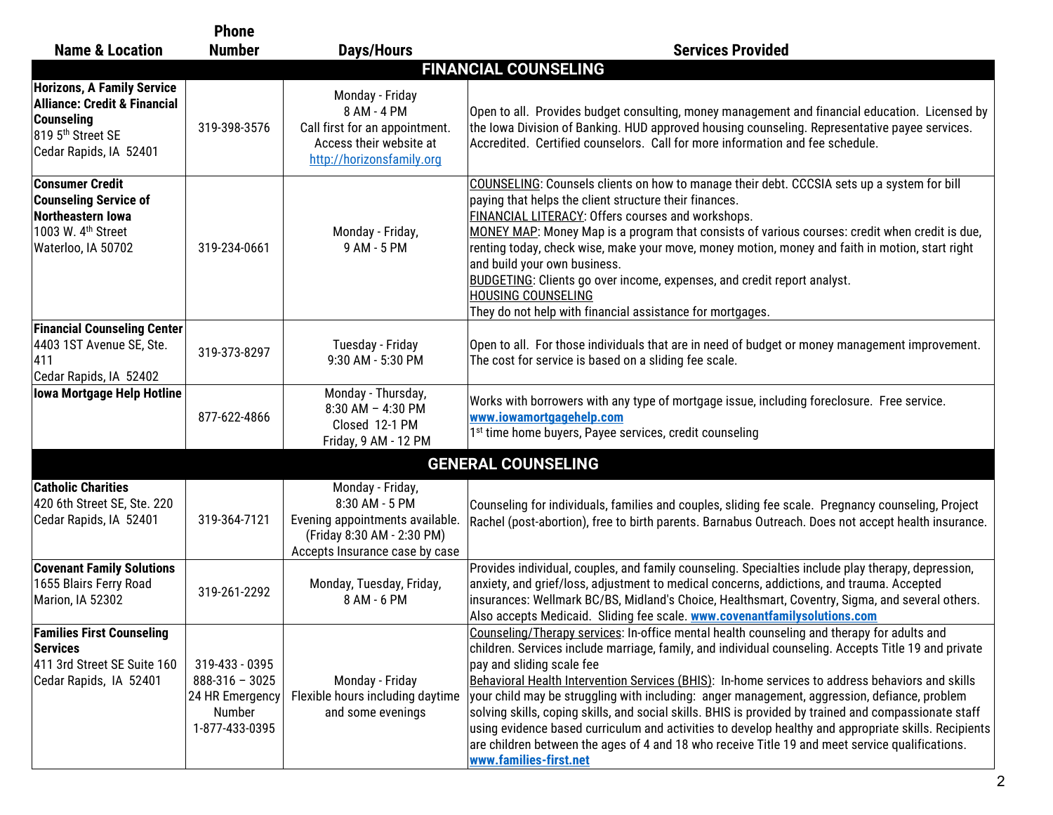| Name & Location | Phone Number | Days/Hours | Services Provided |
|---|---|---|---|
| **FINANCIAL COUNSELING** | | | |
| **Horizons, A Family Service Alliance: Credit & Financial Counseling** 819 5th Street SE Cedar Rapids, IA 52401 | 319-398-3576 | Monday - Friday 8 AM - 4 PM Call first for an appointment. Access their website at http://horizonsfamily.org | Open to all. Provides budget consulting, money management and financial education. Licensed by the Iowa Division of Banking. HUD approved housing counseling. Representative payee services. Accredited. Certified counselors. Call for more information and fee schedule. |
| **Consumer Credit Counseling Service of Northeastern Iowa** 1003 W. 4th Street Waterloo, IA 50702 | 319-234-0661 | Monday - Friday, 9 AM - 5 PM | COUNSELING: Counsels clients on how to manage their debt. CCCSIA sets up a system for bill paying that helps the client structure their finances. FINANCIAL LITERACY: Offers courses and workshops. MONEY MAP: Money Map is a program that consists of various courses: credit when credit is due, renting today, check wise, make your move, money motion, money and faith in motion, start right and build your own business. BUDGETING: Clients go over income, expenses, and credit report analyst. HOUSING COUNSELING They do not help with financial assistance for mortgages. |
| **Financial Counseling Center** 4403 1ST Avenue SE, Ste. 411 Cedar Rapids, IA 52402 | 319-373-8297 | Tuesday - Friday 9:30 AM - 5:30 PM | Open to all. For those individuals that are in need of budget or money management improvement. The cost for service is based on a sliding fee scale. |
| **Iowa Mortgage Help Hotline** | 877-622-4866 | Monday - Thursday, 8:30 AM – 4:30 PM Closed 12-1 PM Friday, 9 AM - 12 PM | Works with borrowers with any type of mortgage issue, including foreclosure. Free service. **www.iowamortgagehelp.com** 1st time home buyers, Payee services, credit counseling |
| **GENERAL COUNSELING** | | | |
| **Catholic Charities** 420 6th Street SE, Ste. 220 Cedar Rapids, IA 52401 | 319-364-7121 | Monday - Friday, 8:30 AM - 5 PM Evening appointments available. (Friday 8:30 AM - 2:30 PM) Accepts Insurance case by case | Counseling for individuals, families and couples, sliding fee scale. Pregnancy counseling, Project Rachel (post-abortion), free to birth parents. Barnabus Outreach. Does not accept health insurance. |
| **Covenant Family Solutions** 1655 Blairs Ferry Road Marion, IA 52302 | 319-261-2292 | Monday, Tuesday, Friday, 8 AM - 6 PM | Provides individual, couples, and family counseling. Specialties include play therapy, depression, anxiety, and grief/loss, adjustment to medical concerns, addictions, and trauma. Accepted insurances: Wellmark BC/BS, Midland's Choice, Healthsmart, Coventry, Sigma, and several others. Also accepts Medicaid. Sliding fee scale. **www.covenantfamilysolutions.com** |
| **Families First Counseling Services** 411 3rd Street SE Suite 160 Cedar Rapids, IA 52401 | 319-433 - 0395 888-316 – 3025 24 HR Emergency Number 1-877-433-0395 | Monday - Friday Flexible hours including daytime and some evenings | Counseling/Therapy services: In-office mental health counseling and therapy for adults and children. Services include marriage, family, and individual counseling. Accepts Title 19 and private pay and sliding scale fee Behavioral Health Intervention Services (BHIS): In-home services to address behaviors and skills your child may be struggling with including: anger management, aggression, defiance, problem solving skills, coping skills, and social skills. BHIS is provided by trained and compassionate staff using evidence based curriculum and activities to develop healthy and appropriate skills. Recipients are children between the ages of 4 and 18 who receive Title 19 and meet service qualifications. **www.families-first.net** |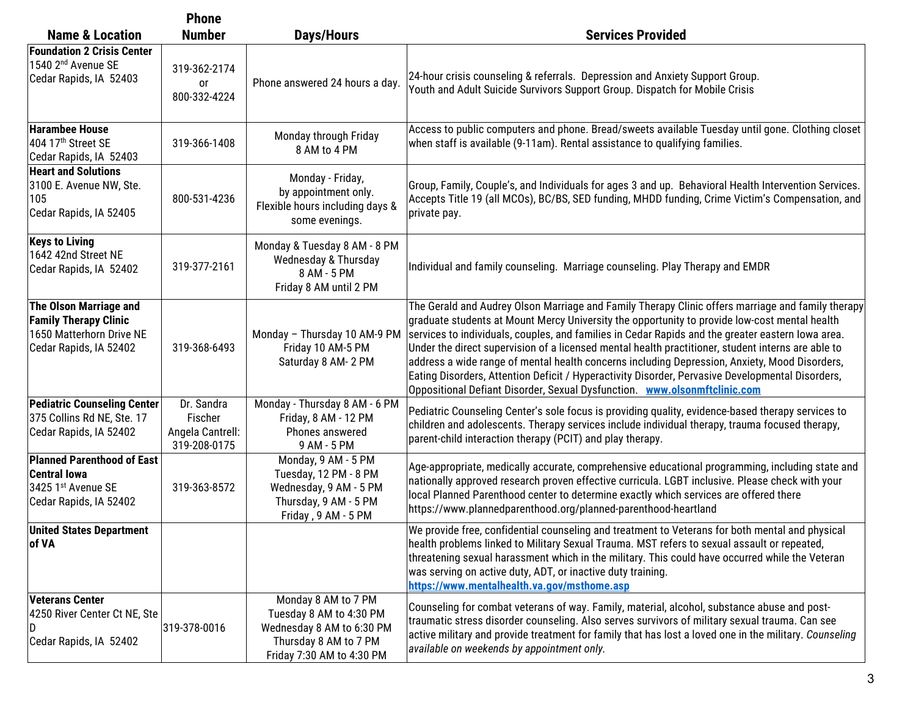| Name & Location | Phone Number | Days/Hours | Services Provided |
|---|---|---|---|
| **Foundation 2 Crisis Center**<br>1540 2nd Avenue SE<br>Cedar Rapids, IA 52403 | 319-362-2174<br>or<br>800-332-4224 | Phone answered 24 hours a day. | 24-hour crisis counseling & referrals. Depression and Anxiety Support Group. Youth and Adult Suicide Survivors Support Group. Dispatch for Mobile Crisis |
| **Harambee House**<br>404 17th Street SE<br>Cedar Rapids, IA 52403 | 319-366-1408 | Monday through Friday<br>8 AM to 4 PM | Access to public computers and phone. Bread/sweets available Tuesday until gone. Clothing closet when staff is available (9-11am). Rental assistance to qualifying families. |
| **Heart and Solutions**<br>3100 E. Avenue NW, Ste. 105<br>Cedar Rapids, IA 52405 | 800-531-4236 | Monday - Friday,<br>by appointment only.<br>Flexible hours including days & some evenings. | Group, Family, Couple's, and Individuals for ages 3 and up. Behavioral Health Intervention Services. Accepts Title 19 (all MCOs), BC/BS, SED funding, MHDD funding, Crime Victim's Compensation, and private pay. |
| **Keys to Living**<br>1642 42nd Street NE<br>Cedar Rapids, IA 52402 | 319-377-2161 | Monday & Tuesday 8 AM - 8 PM<br>Wednesday & Thursday<br>8 AM - 5 PM<br>Friday 8 AM until 2 PM | Individual and family counseling. Marriage counseling. Play Therapy and EMDR |
| **The Olson Marriage and Family Therapy Clinic**<br>1650 Matterhorn Drive NE<br>Cedar Rapids, IA 52402 | 319-368-6493 | Monday – Thursday 10 AM-9 PM<br>Friday 10 AM-5 PM<br>Saturday 8 AM- 2 PM | The Gerald and Audrey Olson Marriage and Family Therapy Clinic offers marriage and family therapy graduate students at Mount Mercy University the opportunity to provide low-cost mental health services to individuals, couples, and families in Cedar Rapids and the greater eastern Iowa area. Under the direct supervision of a licensed mental health practitioner, student interns are able to address a wide range of mental health concerns including Depression, Anxiety, Mood Disorders, Eating Disorders, Attention Deficit / Hyperactivity Disorder, Pervasive Developmental Disorders, Oppositional Defiant Disorder, Sexual Dysfunction. **www.olsonmftclinic.com** |
| **Pediatric Counseling Center**<br>375 Collins Rd NE, Ste. 17<br>Cedar Rapids, IA 52402 | Dr. Sandra Fischer<br>Angela Cantrell:<br>319-208-0175 | Monday - Thursday 8 AM - 6 PM<br>Friday, 8 AM - 12 PM<br>Phones answered<br>9 AM - 5 PM | Pediatric Counseling Center's sole focus is providing quality, evidence-based therapy services to children and adolescents. Therapy services include individual therapy, trauma focused therapy, parent-child interaction therapy (PCIT) and play therapy. |
| **Planned Parenthood of East Central Iowa**<br>3425 1st Avenue SE<br>Cedar Rapids, IA 52402 | 319-363-8572 | Monday, 9 AM - 5 PM<br>Tuesday, 12 PM - 8 PM<br>Wednesday, 9 AM - 5 PM<br>Thursday, 9 AM - 5 PM<br>Friday , 9 AM - 5 PM | Age-appropriate, medically accurate, comprehensive educational programming, including state and nationally approved research proven effective curricula. LGBT inclusive. Please check with your local Planned Parenthood center to determine exactly which services are offered there https://www.plannedparenthood.org/planned-parenthood-heartland |
| **United States Department of VA** | | | We provide free, confidential counseling and treatment to Veterans for both mental and physical health problems linked to Military Sexual Trauma. MST refers to sexual assault or repeated, threatening sexual harassment which in the military. This could have occurred while the Veteran was serving on active duty, ADT, or inactive duty training. **https://www.mentalhealth.va.gov/msthome.asp** |
| **Veterans Center**<br>4250 River Center Ct NE, Ste D<br>Cedar Rapids, IA 52402 | 319-378-0016 | Monday 8 AM to 7 PM<br>Tuesday 8 AM to 4:30 PM<br>Wednesday 8 AM to 6:30 PM<br>Thursday 8 AM to 7 PM<br>Friday 7:30 AM to 4:30 PM | Counseling for combat veterans of way. Family, material, alcohol, substance abuse and post-traumatic stress disorder counseling. Also serves survivors of military sexual trauma. Can see active military and provide treatment for family that has lost a loved one in the military. *Counseling available on weekends by appointment only.* |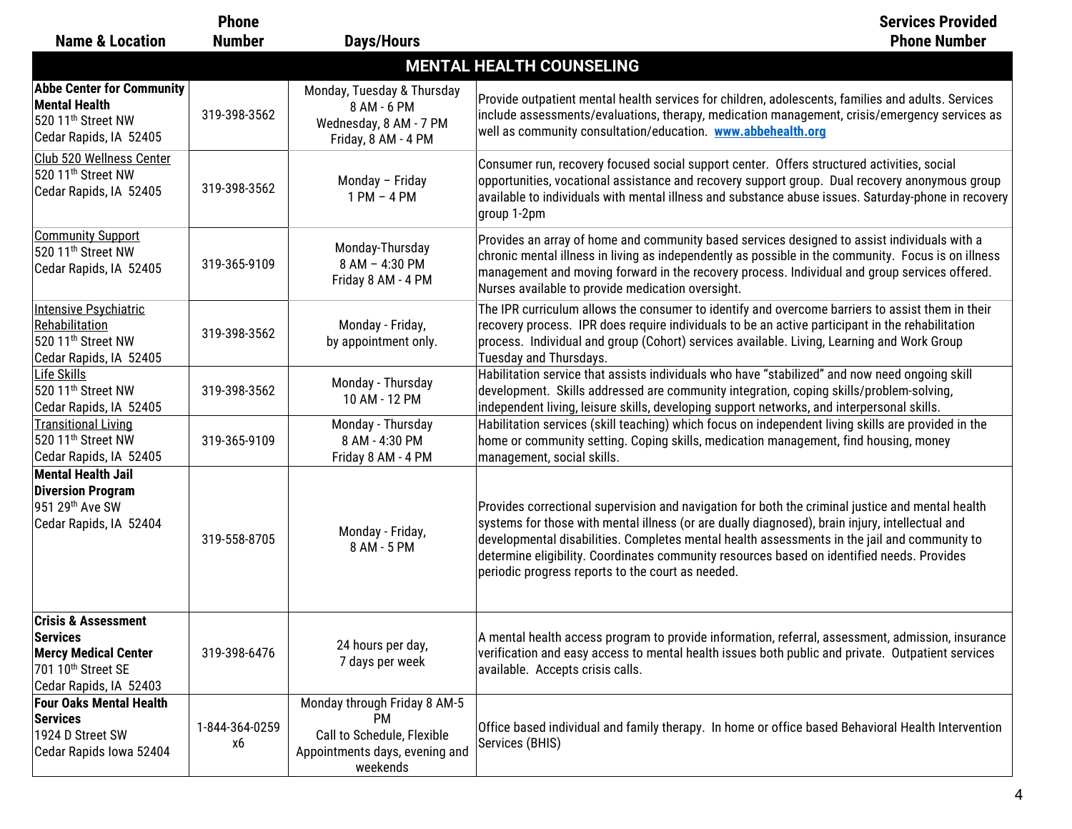| Name & Location | Phone Number | Days/Hours | Services Provided Phone Number |
|---|---|---|---|
| **MENTAL HEALTH COUNSELING** | | | |
| **Abbe Center for Community Mental Health** 520 11th Street NW Cedar Rapids, IA 52405 | 319-398-3562 | Monday, Tuesday & Thursday 8 AM - 6 PM Wednesday, 8 AM - 7 PM Friday, 8 AM - 4 PM | Provide outpatient mental health services for children, adolescents, families and adults. Services include assessments/evaluations, therapy, medication management, crisis/emergency services as well as community consultation/education. **www.abbehealth.org** |
| Club 520 Wellness Center 520 11th Street NW Cedar Rapids, IA 52405 | 319-398-3562 | Monday – Friday 1 PM – 4 PM | Consumer run, recovery focused social support center. Offers structured activities, social opportunities, vocational assistance and recovery support group. Dual recovery anonymous group available to individuals with mental illness and substance abuse issues. Saturday-phone in recovery group 1-2pm |
| Community Support 520 11th Street NW Cedar Rapids, IA 52405 | 319-365-9109 | Monday-Thursday 8 AM – 4:30 PM Friday 8 AM - 4 PM | Provides an array of home and community based services designed to assist individuals with a chronic mental illness in living as independently as possible in the community. Focus is on illness management and moving forward in the recovery process. Individual and group services offered. Nurses available to provide medication oversight. |
| Intensive Psychiatric Rehabilitation 520 11th Street NW Cedar Rapids, IA 52405 | 319-398-3562 | Monday - Friday, by appointment only. | The IPR curriculum allows the consumer to identify and overcome barriers to assist them in their recovery process. IPR does require individuals to be an active participant in the rehabilitation process. Individual and group (Cohort) services available. Living, Learning and Work Group Tuesday and Thursdays. |
| Life Skills 520 11th Street NW Cedar Rapids, IA 52405 | 319-398-3562 | Monday - Thursday 10 AM - 12 PM | Habilitation service that assists individuals who have "stabilized" and now need ongoing skill development. Skills addressed are community integration, coping skills/problem-solving, independent living, leisure skills, developing support networks, and interpersonal skills. |
| Transitional Living 520 11th Street NW Cedar Rapids, IA 52405 | 319-365-9109 | Monday - Thursday 8 AM - 4:30 PM Friday 8 AM - 4 PM | Habilitation services (skill teaching) which focus on independent living skills are provided in the home or community setting. Coping skills, medication management, find housing, money management, social skills. |
| **Mental Health Jail Diversion Program** 951 29th Ave SW Cedar Rapids, IA 52404 | 319-558-8705 | Monday - Friday, 8 AM - 5 PM | Provides correctional supervision and navigation for both the criminal justice and mental health systems for those with mental illness (or are dually diagnosed), brain injury, intellectual and developmental disabilities. Completes mental health assessments in the jail and community to determine eligibility. Coordinates community resources based on identified needs. Provides periodic progress reports to the court as needed. |
| **Crisis & Assessment Services** **Mercy Medical Center** 701 10th Street SE Cedar Rapids, IA 52403 | 319-398-6476 | 24 hours per day, 7 days per week | A mental health access program to provide information, referral, assessment, admission, insurance verification and easy access to mental health issues both public and private. Outpatient services available. Accepts crisis calls. |
| **Four Oaks Mental Health Services** 1924 D Street SW Cedar Rapids Iowa 52404 | 1-844-364-0259 x6 | Monday through Friday 8 AM-5 PM Call to Schedule, Flexible Appointments days, evening and weekends | Office based individual and family therapy. In home or office based Behavioral Health Intervention Services (BHIS) |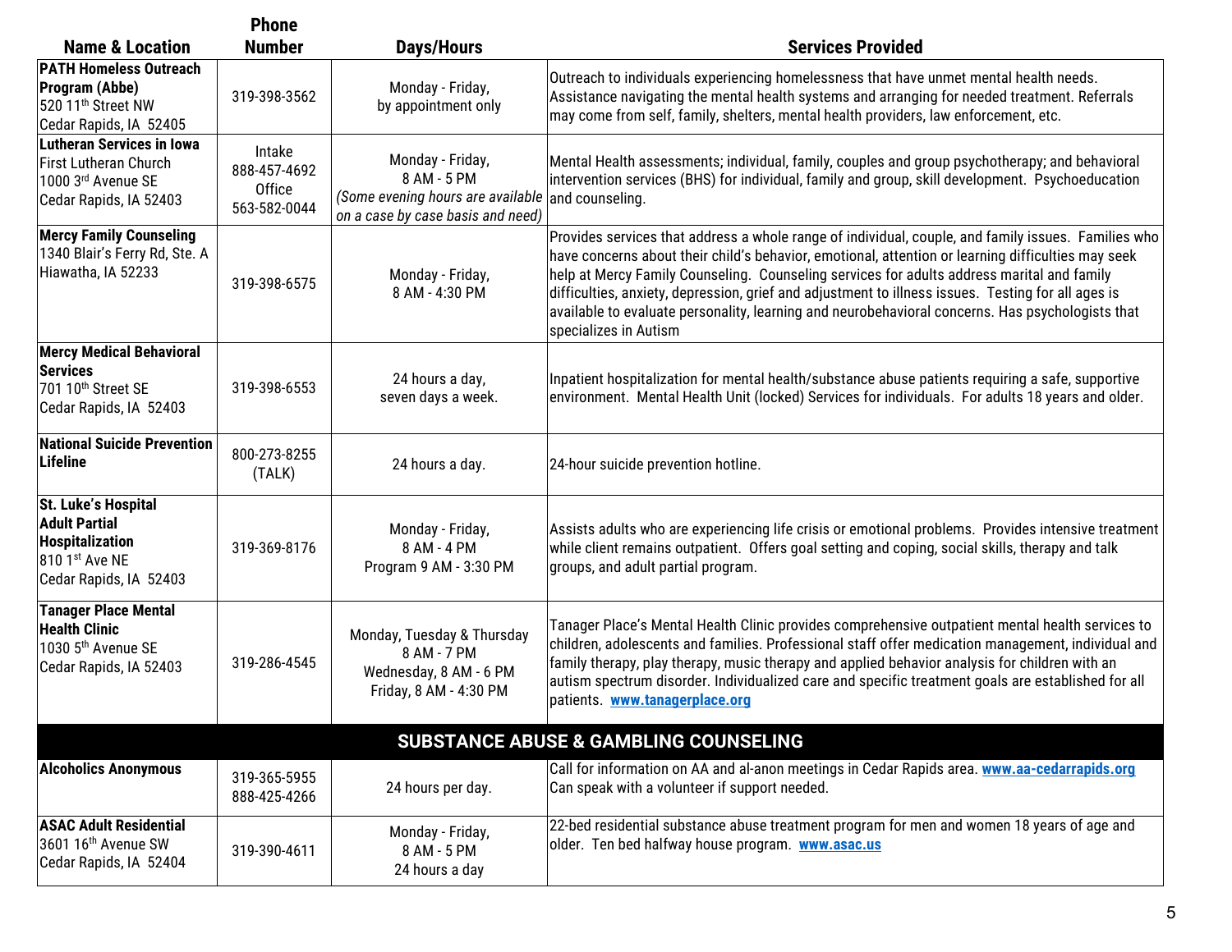| Name & Location | Phone Number | Days/Hours | Services Provided |
|---|---|---|---|
| **PATH Homeless Outreach Program (Abbe)** 520 11th Street NW Cedar Rapids, IA 52405 | 319-398-3562 | Monday - Friday, by appointment only | Outreach to individuals experiencing homelessness that have unmet mental health needs. Assistance navigating the mental health systems and arranging for needed treatment. Referrals may come from self, family, shelters, mental health providers, law enforcement, etc. |
| **Lutheran Services in Iowa** First Lutheran Church 1000 3rd Avenue SE Cedar Rapids, IA 52403 | Intake 888-457-4692 Office 563-582-0044 | Monday - Friday, 8 AM - 5 PM *(Some evening hours are available on a case by case basis and need)* | Mental Health assessments; individual, family, couples and group psychotherapy; and behavioral intervention services (BHS) for individual, family and group, skill development. Psychoeducation and counseling. |
| **Mercy Family Counseling** 1340 Blair's Ferry Rd, Ste. A Hiawatha, IA 52233 | 319-398-6575 | Monday - Friday, 8 AM - 4:30 PM | Provides services that address a whole range of individual, couple, and family issues. Families who have concerns about their child's behavior, emotional, attention or learning difficulties may seek help at Mercy Family Counseling. Counseling services for adults address marital and family difficulties, anxiety, depression, grief and adjustment to illness issues. Testing for all ages is available to evaluate personality, learning and neurobehavioral concerns. Has psychologists that specializes in Autism |
| **Mercy Medical Behavioral Services** 701 10th Street SE Cedar Rapids, IA 52403 | 319-398-6553 | 24 hours a day, seven days a week. | Inpatient hospitalization for mental health/substance abuse patients requiring a safe, supportive environment. Mental Health Unit (locked) Services for individuals. For adults 18 years and older. |
| **National Suicide Prevention Lifeline** | 800-273-8255 (TALK) | 24 hours a day. | 24-hour suicide prevention hotline. |
| **St. Luke's Hospital Adult Partial Hospitalization** 810 1st Ave NE Cedar Rapids, IA 52403 | 319-369-8176 | Monday - Friday, 8 AM - 4 PM Program 9 AM - 3:30 PM | Assists adults who are experiencing life crisis or emotional problems. Provides intensive treatment while client remains outpatient. Offers goal setting and coping, social skills, therapy and talk groups, and adult partial program. |
| **Tanager Place Mental Health Clinic** 1030 5th Avenue SE Cedar Rapids, IA 52403 | 319-286-4545 | Monday, Tuesday & Thursday 8 AM - 7 PM Wednesday, 8 AM - 6 PM Friday, 8 AM - 4:30 PM | Tanager Place's Mental Health Clinic provides comprehensive outpatient mental health services to children, adolescents and families. Professional staff offer medication management, individual and family therapy, play therapy, music therapy and applied behavior analysis for children with an autism spectrum disorder. Individualized care and specific treatment goals are established for all patients. **www.tanagerplace.org** |
| **SUBSTANCE ABUSE & GAMBLING COUNSELING** | | | |
| **Alcoholics Anonymous** | 319-365-5955 888-425-4266 | 24 hours per day. | Call for information on AA and al-anon meetings in Cedar Rapids area. **www.aa-cedarrapids.org** Can speak with a volunteer if support needed. |
| **ASAC Adult Residential** 3601 16th Avenue SW Cedar Rapids, IA 52404 | 319-390-4611 | Monday - Friday, 8 AM - 5 PM 24 hours a day | 22-bed residential substance abuse treatment program for men and women 18 years of age and older. Ten bed halfway house program. **www.asac.us** |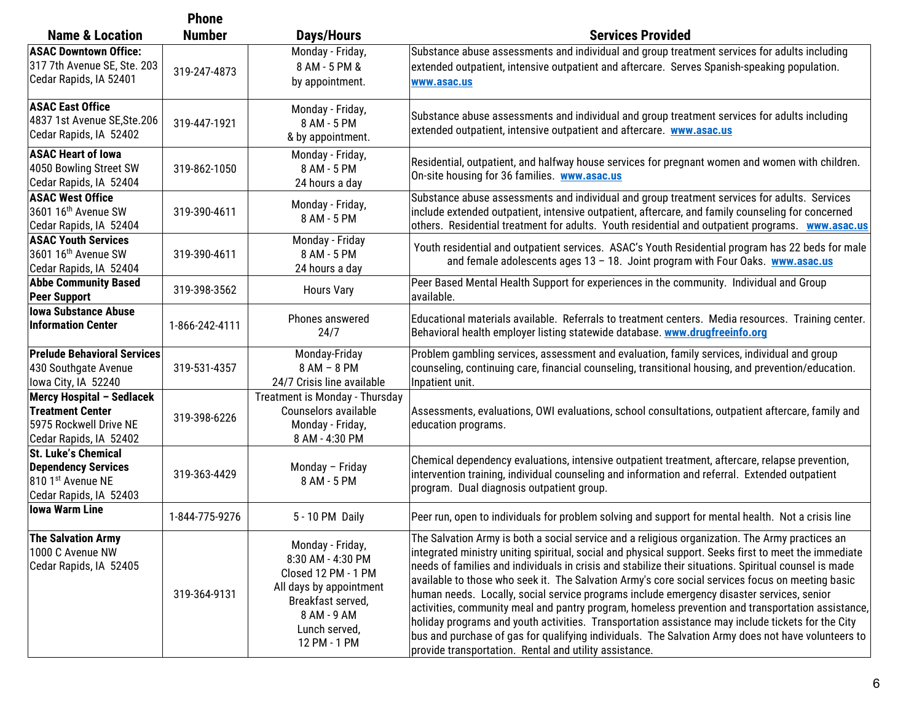| Name & Location | Phone Number | Days/Hours | Services Provided |
|---|---|---|---|
| **ASAC Downtown Office:** 317 7th Avenue SE, Ste. 203 Cedar Rapids, IA 52401 | 319-247-4873 | Monday - Friday, 8 AM - 5 PM & by appointment. | Substance abuse assessments and individual and group treatment services for adults including extended outpatient, intensive outpatient and aftercare. Serves Spanish-speaking population. www.asac.us |
| **ASAC East Office** 4837 1st Avenue SE,Ste.206 Cedar Rapids, IA 52402 | 319-447-1921 | Monday - Friday, 8 AM - 5 PM & by appointment. | Substance abuse assessments and individual and group treatment services for adults including extended outpatient, intensive outpatient and aftercare. www.asac.us |
| **ASAC Heart of Iowa** 4050 Bowling Street SW Cedar Rapids, IA 52404 | 319-862-1050 | Monday - Friday, 8 AM - 5 PM 24 hours a day | Residential, outpatient, and halfway house services for pregnant women and women with children. On-site housing for 36 families. www.asac.us |
| **ASAC West Office** 3601 16th Avenue SW Cedar Rapids, IA 52404 | 319-390-4611 | Monday - Friday, 8 AM - 5 PM | Substance abuse assessments and individual and group treatment services for adults. Services include extended outpatient, intensive outpatient, aftercare, and family counseling for concerned others. Residential treatment for adults. Youth residential and outpatient programs. www.asac.us |
| **ASAC Youth Services** 3601 16th Avenue SW Cedar Rapids, IA 52404 | 319-390-4611 | Monday - Friday 8 AM - 5 PM 24 hours a day | Youth residential and outpatient services. ASAC's Youth Residential program has 22 beds for male and female adolescents ages 13 – 18. Joint program with Four Oaks. www.asac.us |
| **Abbe Community Based Peer Support** | 319-398-3562 | Hours Vary | Peer Based Mental Health Support for experiences in the community. Individual and Group available. |
| **Iowa Substance Abuse Information Center** | 1-866-242-4111 | Phones answered 24/7 | Educational materials available. Referrals to treatment centers. Media resources. Training center. Behavioral health employer listing statewide database. www.drugfreeinfo.org |
| **Prelude Behavioral Services** 430 Southgate Avenue Iowa City, IA 52240 | 319-531-4357 | Monday-Friday 8 AM – 8 PM 24/7 Crisis line available | Problem gambling services, assessment and evaluation, family services, individual and group counseling, continuing care, financial counseling, transitional housing, and prevention/education. Inpatient unit. |
| **Mercy Hospital – Sedlacek Treatment Center** 5975 Rockwell Drive NE Cedar Rapids, IA 52402 | 319-398-6226 | Treatment is Monday - Thursday Counselors available Monday - Friday, 8 AM - 4:30 PM | Assessments, evaluations, OWI evaluations, school consultations, outpatient aftercare, family and education programs. |
| **St. Luke's Chemical Dependency Services** 810 1st Avenue NE Cedar Rapids, IA 52403 | 319-363-4429 | Monday – Friday 8 AM - 5 PM | Chemical dependency evaluations, intensive outpatient treatment, aftercare, relapse prevention, intervention training, individual counseling and information and referral. Extended outpatient program. Dual diagnosis outpatient group. |
| **Iowa Warm Line** | 1-844-775-9276 | 5 - 10 PM Daily | Peer run, open to individuals for problem solving and support for mental health. Not a crisis line |
| **The Salvation Army** 1000 C Avenue NW Cedar Rapids, IA 52405 | 319-364-9131 | Monday - Friday, 8:30 AM - 4:30 PM Closed 12 PM - 1 PM All days by appointment Breakfast served, 8 AM - 9 AM Lunch served, 12 PM - 1 PM | The Salvation Army is both a social service and a religious organization. The Army practices an integrated ministry uniting spiritual, social and physical support. Seeks first to meet the immediate needs of families and individuals in crisis and stabilize their situations. Spiritual counsel is made available to those who seek it. The Salvation Army's core social services focus on meeting basic human needs. Locally, social service programs include emergency disaster services, senior activities, community meal and pantry program, homeless prevention and transportation assistance, holiday programs and youth activities. Transportation assistance may include tickets for the City bus and purchase of gas for qualifying individuals. The Salvation Army does not have volunteers to provide transportation. Rental and utility assistance. |